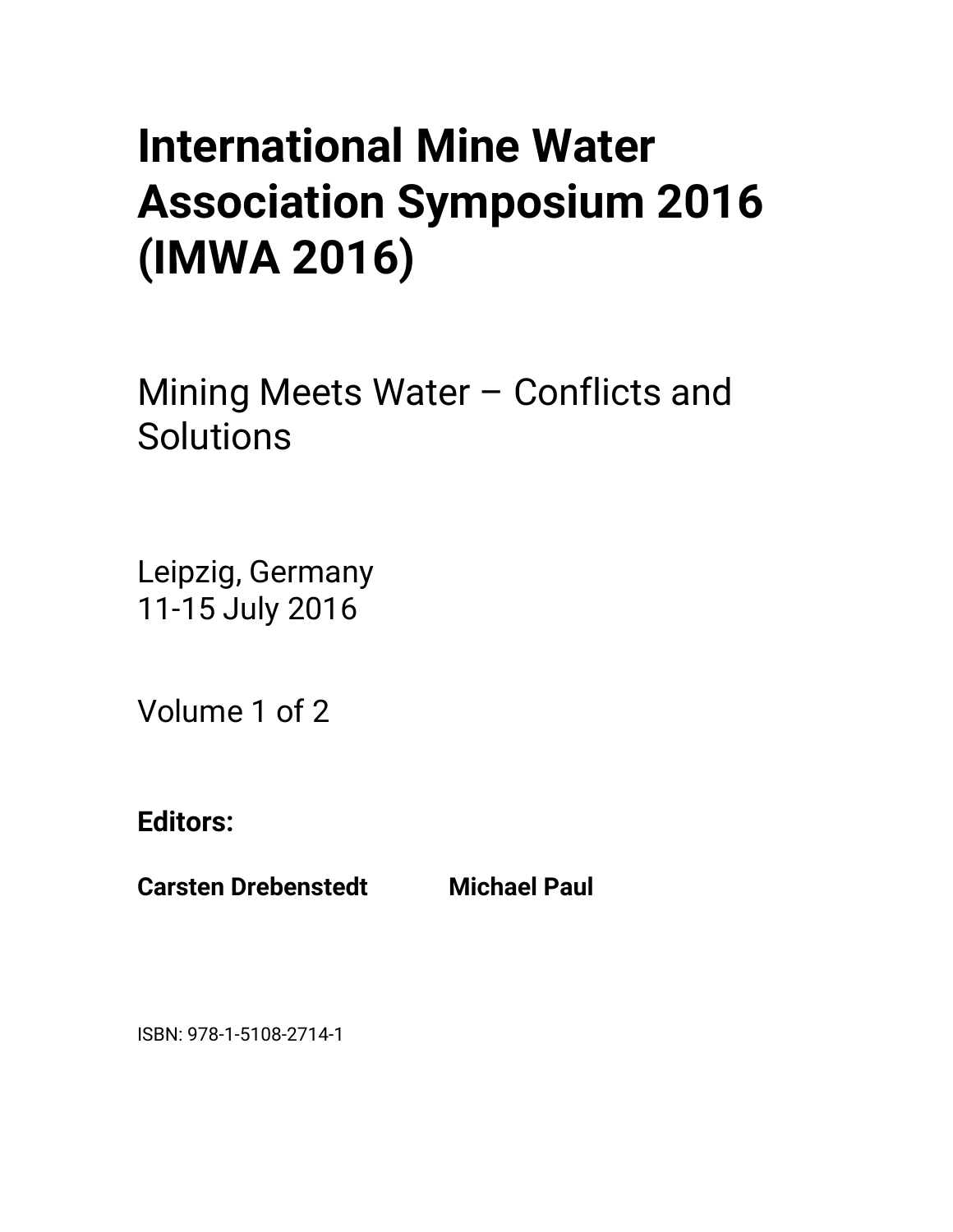# International Mine Water Association Symposium 2016 (IMWA 2016)

## Mining Meets Water – Conflicts and Solutions

Leipzig, Germany
11-15 July 2016

Volume 1 of 2

**Editors:**

**Carsten Drebenstedt** **Michael Paul**

ISBN: 978-1-5108-2714-1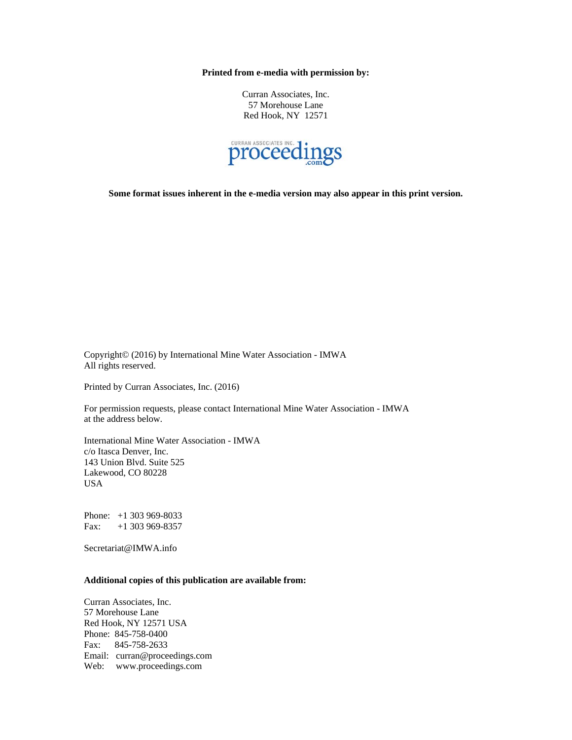**Printed from e-media with permission by:**

Curran Associates, Inc.
57 Morehouse Lane
Red Hook, NY 12571

proceedings.com

**Some format issues inherent in the e-media version may also appear in this print version.**

Copyright© (2016) by International Mine Water Association - IMWA
All rights reserved.

Printed by Curran Associates, Inc. (2016)

For permission requests, please contact International Mine Water Association - IMWA at the address below.

International Mine Water Association - IMWA
c/o Itasca Denver, Inc.
143 Union Blvd. Suite 525
Lakewood, CO 80228
USA

Phone: +1 303 969-8033
Fax: +1 303 969-8357

Secretariat@IMWA.info

**Additional copies of this publication are available from:**

Curran Associates, Inc.
57 Morehouse Lane
Red Hook, NY 12571 USA
Phone: 845-758-0400
Fax: 845-758-2633
Email: curran@proceedings.com
Web: www.proceedings.com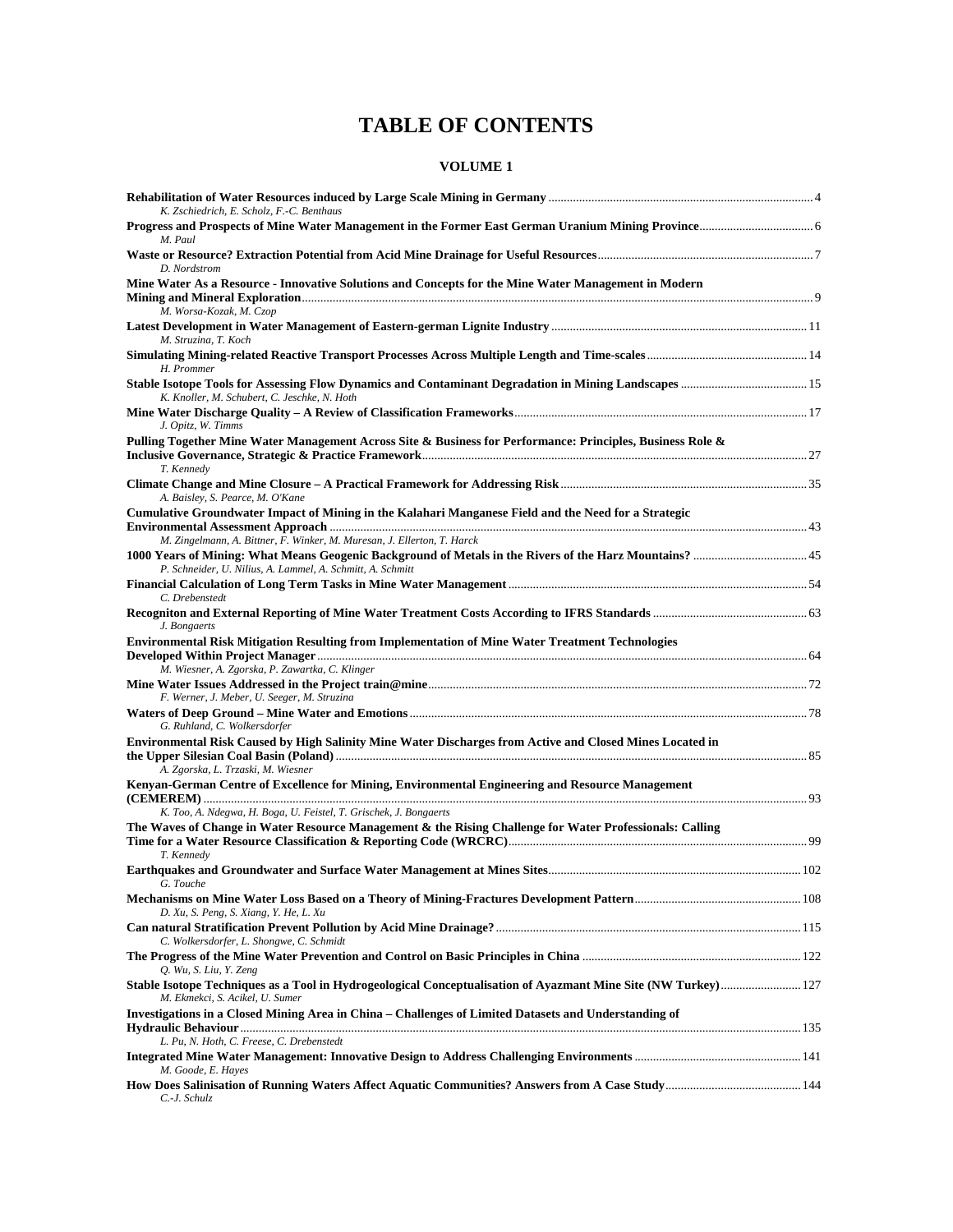# TABLE OF CONTENTS

## VOLUME 1

**Rehabilitation of Water Resources induced by Large Scale Mining in Germany** ..... 4
*K. Zschiedrich, E. Scholz, F.-C. Benthaus*

**Progress and Prospects of Mine Water Management in the Former East German Uranium Mining Province** ..... 6
*M. Paul*

**Waste or Resource? Extraction Potential from Acid Mine Drainage for Useful Resources** ..... 7
*D. Nordstrom*

**Mine Water As a Resource - Innovative Solutions and Concepts for the Mine Water Management in Modern Mining and Mineral Exploration** ..... 9
*M. Worsa-Kozak, M. Czop*

**Latest Development in Water Management of Eastern-german Lignite Industry** ..... 11
*M. Struzina, T. Koch*

**Simulating Mining-related Reactive Transport Processes Across Multiple Length and Time-scales** ..... 14
*H. Prommer*

**Stable Isotope Tools for Assessing Flow Dynamics and Contaminant Degradation in Mining Landscapes** ..... 15
*K. Knoller, M. Schubert, C. Jeschke, N. Hoth*

**Mine Water Discharge Quality – A Review of Classification Frameworks** ..... 17
*J. Opitz, W. Timms*

**Pulling Together Mine Water Management Across Site & Business for Performance: Principles, Business Role & Inclusive Governance, Strategic & Practice Framework** ..... 27
*T. Kennedy*

**Climate Change and Mine Closure – A Practical Framework for Addressing Risk** ..... 35
*A. Baisley, S. Pearce, M. O'Kane*

**Cumulative Groundwater Impact of Mining in the Kalahari Manganese Field and the Need for a Strategic Environmental Assessment Approach** ..... 43
*M. Zingelmann, A. Bittner, F. Winker, M. Muresan, J. Ellerton, T. Harck*

**1000 Years of Mining: What Means Geogenic Background of Metals in the Rivers of the Harz Mountains?** ..... 45
*P. Schneider, U. Nilius, A. Lammel, A. Schmitt, A. Schmitt*

**Financial Calculation of Long Term Tasks in Mine Water Management** ..... 54
*C. Drebenstedt*

**Recogniton and External Reporting of Mine Water Treatment Costs According to IFRS Standards** ..... 63
*J. Bongaerts*

**Environmental Risk Mitigation Resulting from Implementation of Mine Water Treatment Technologies Developed Within Project Manager** ..... 64
*M. Wiesner, A. Zgorska, P. Zawartka, C. Klinger*

**Mine Water Issues Addressed in the Project train@mine** ..... 72
*F. Werner, J. Meber, U. Seeger, M. Struzina*

**Waters of Deep Ground – Mine Water and Emotions** ..... 78
*G. Ruhland, C. Wolkersdorfer*

**Environmental Risk Caused by High Salinity Mine Water Discharges from Active and Closed Mines Located in the Upper Silesian Coal Basin (Poland)** ..... 85
*A. Zgorska, L. Trzaski, M. Wiesner*

**Kenyan-German Centre of Excellence for Mining, Environmental Engineering and Resource Management (CEMEREM)** ..... 93
*K. Too, A. Ndegwa, H. Boga, U. Feistel, T. Grischek, J. Bongaerts*

**The Waves of Change in Water Resource Management & the Rising Challenge for Water Professionals: Calling Time for a Water Resource Classification & Reporting Code (WRCRC)** ..... 99
*T. Kennedy*

**Earthquakes and Groundwater and Surface Water Management at Mines Sites** ..... 102
*G. Touche*

**Mechanisms on Mine Water Loss Based on a Theory of Mining-Fractures Development Pattern** ..... 108
*D. Xu, S. Peng, S. Xiang, Y. He, L. Xu*

**Can natural Stratification Prevent Pollution by Acid Mine Drainage?** ..... 115
*C. Wolkersdorfer, L. Shongwe, C. Schmidt*

**The Progress of the Mine Water Prevention and Control on Basic Principles in China** ..... 122
*Q. Wu, S. Liu, Y. Zeng*

**Stable Isotope Techniques as a Tool in Hydrogeological Conceptualisation of Ayazmant Mine Site (NW Turkey)** ..... 127
*M. Ekmekci, S. Acikel, U. Sumer*

**Investigations in a Closed Mining Area in China – Challenges of Limited Datasets and Understanding of Hydraulic Behaviour** ..... 135
*L. Pu, N. Hoth, C. Freese, C. Drebenstedt*

**Integrated Mine Water Management: Innovative Design to Address Challenging Environments** ..... 141
*M. Goode, E. Hayes*

**How Does Salinisation of Running Waters Affect Aquatic Communities? Answers from A Case Study** ..... 144
*C.-J. Schulz*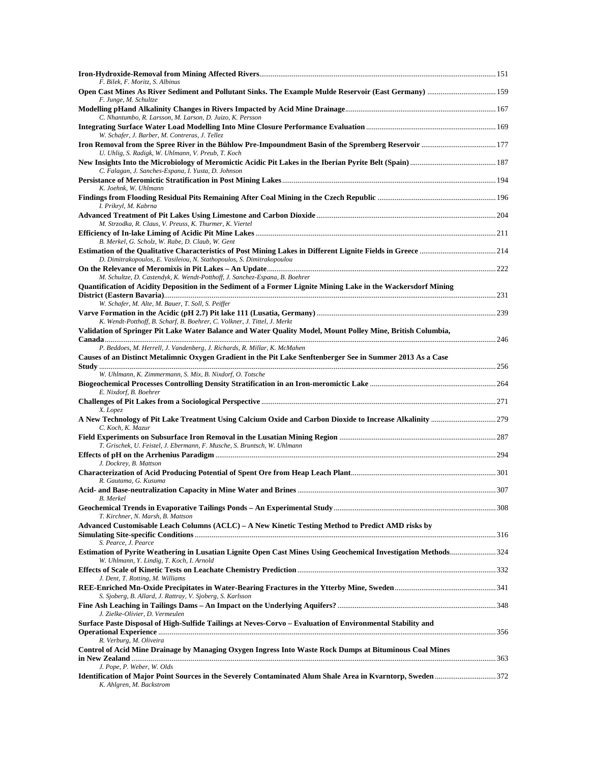**Iron-Hydroxide-Removal from Mining Affected Rivers** ... 151
*F. Bilek, F. Moritz, S. Albinus*

**Open Cast Mines As River Sediment and Pollutant Sinks. The Example Mulde Reservoir (East Germany)** ... 159
*F. Junge, M. Schultze*

**Modelling pHand Alkalinity Changes in Rivers Impacted by Acid Mine Drainage** ... 167
*C. Nhantumbo, R. Larsson, M. Larson, D. Juizo, K. Persson*

**Integrating Surface Water Load Modelling Into Mine Closure Performance Evaluation** ... 169
*W. Schafer, J. Barber, M. Contreras, J. Tellez*

**Iron Removal from the Spree River in the Bühlow Pre-Impoundment Basin of the Spremberg Reservoir** ... 177
*U. Uhlig, S. Radigk, W. Uhlmann, V. Preub, T. Koch*

**New Insights Into the Microbiology of Meromictic Acidic Pit Lakes in the Iberian Pyrite Belt (Spain)** ... 187
*C. Falagan, J. Sanches-Espana, I. Yusta, D. Johnson*

**Persistance of Meromictic Stratification in Post Mining Lakes** ... 194
*K. Joehnk, W. Uhlmann*

**Findings from Flooding Residual Pits Remaining After Coal Mining in the Czech Republic** ... 196
*I. Prikryl, M. Kabrna*

**Advanced Treatment of Pit Lakes Using Limestone and Carbon Dioxide** ... 204
*M. Strzodka, R. Claus, V. Preuss, K. Thurmer, K. Viertel*

**Efficiency of In-lake Liming of Acidic Pit Mine Lakes** ... 211
*B. Merkel, G. Scholz, W. Rabe, D. Claub, W. Gent*

**Estimation of the Qualitative Characteristics of Post Mining Lakes in Different Lignite Fields in Greece** ... 214
*D. Dimitrakopoulos, E. Vasileiou, N. Stathopoulos, S. Dimitrakopoulou*

**On the Relevance of Meromixis in Pit Lakes – An Update** ... 222
*M. Schultze, D. Castendyk, K. Wendt-Potthoff, J. Sanchez-Espana, B. Boehrer*

**Quantification of Acidity Deposition in the Sediment of a Former Lignite Mining Lake in the Wackersdorf Mining District (Eastern Bavaria)** ... 231
*W. Schafer, M. Alte, M. Bauer, T. Soll, S. Peiffer*

**Varve Formation in the Acidic (pH 2.7) Pit lake 111 (Lusatia, Germany)** ... 239
*K. Wendt-Potthoff, B. Scharf, B. Boehrer, C. Volkner, J. Tittel, J. Merkt*

**Validation of Springer Pit Lake Water Balance and Water Quality Model, Mount Polley Mine, British Columbia, Canada** ... 246
*P. Beddoes, M. Herrell, J. Vandenberg, J. Richards, R. Millar, K. McMahen*

**Causes of an Distinct Metalimnic Oxygen Gradient in the Pit Lake Senftenberger See in Summer 2013 As a Case Study** ... 256
*W. Uhlmann, K. Zimmermann, S. Mix, B. Nixdorf, O. Totsche*

**Biogeochemical Processes Controlling Density Stratification in an Iron-meromictic Lake** ... 264
*E. Nixdorf, B. Boehrer*

**Challenges of Pit Lakes from a Sociological Perspective** ... 271
*X. Lopez*

**A New Technology of Pit Lake Treatment Using Calcium Oxide and Carbon Dioxide to Increase Alkalinity** ... 279
*C. Koch, K. Mazur*

**Field Experiments on Subsurface Iron Removal in the Lusatian Mining Region** ... 287
*T. Grischek, U. Feistel, J. Ebermann, F. Musche, S. Bruntsch, W. Uhlmann*

**Effects of pH on the Arrhenius Paradigm** ... 294
*J. Dockrey, B. Mattson*

**Characterization of Acid Producing Potential of Spent Ore from Heap Leach Plant** ... 301
*R. Gautama, G. Kusuma*

**Acid- and Base-neutralization Capacity in Mine Water and Brines** ... 307
*B. Merkel*

**Geochemical Trends in Evaporative Tailings Ponds – An Experimental Study** ... 308
*T. Kirchner, N. Marsh, B. Mattson*

**Advanced Customisable Leach Columns (ACLC) – A New Kinetic Testing Method to Predict AMD risks by Simulating Site-specific Conditions** ... 316
*S. Pearce, J. Pearce*

**Estimation of Pyrite Weathering in Lusatian Lignite Open Cast Mines Using Geochemical Investigation Methods** ... 324
*W. Uhlmann, Y. Lindig, T. Koch, I. Arnold*

**Effects of Scale of Kinetic Tests on Leachate Chemistry Prediction** ... 332
*J. Dent, T. Rotting, M. Williams*

**REE-Enriched Mn-Oxide Precipitates in Water-Bearing Fractures in the Ytterby Mine, Sweden** ... 341
*S. Sjoberg, B. Allard, J. Rattray, V. Sjoberg, S. Karlsson*

**Fine Ash Leaching in Tailings Dams – An Impact on the Underlying Aquifers?** ... 348
*J. Zielke-Olivier, D. Vermeulen*

**Surface Paste Disposal of High-Sulfide Tailings at Neves-Corvo – Evaluation of Environmental Stability and Operational Experience** ... 356
*R. Verburg, M. Oliveira*

**Control of Acid Mine Drainage by Managing Oxygen Ingress Into Waste Rock Dumps at Bituminous Coal Mines in New Zealand** ... 363
*J. Pope, P. Weber, W. Olds*

**Identification of Major Point Sources in the Severely Contaminated Alum Shale Area in Kvarntorp, Sweden** ... 372
*K. Ahlgren, M. Backstrom*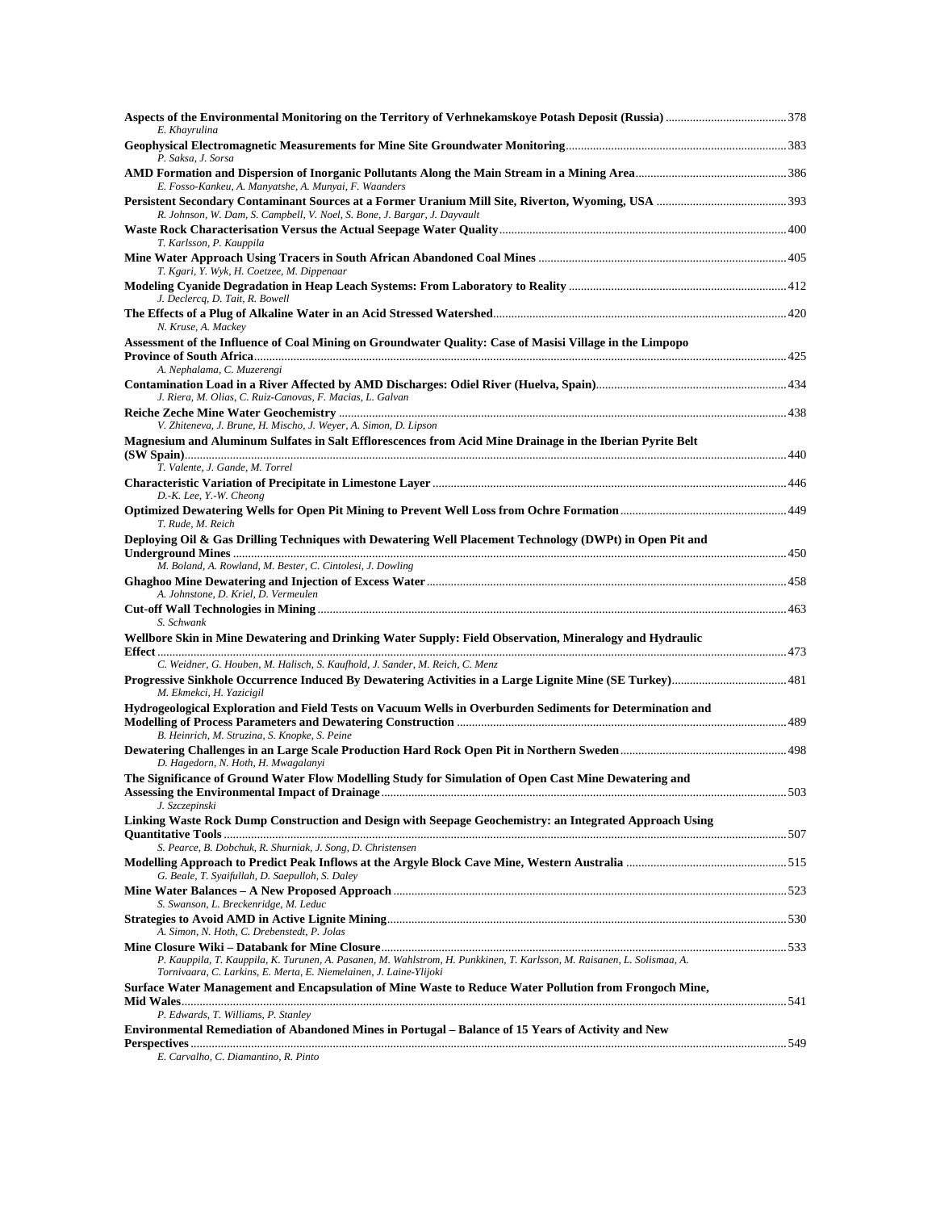**Aspects of the Environmental Monitoring on the Territory of Verhnekamskoye Potash Deposit (Russia)** ........................................ 378
*E. Khayrulina*

**Geophysical Electromagnetic Measurements for Mine Site Groundwater Monitoring** ........................................ 383
*P. Saksa, J. Sorsa*

**AMD Formation and Dispersion of Inorganic Pollutants Along the Main Stream in a Mining Area** ........................................ 386
*E. Fosso-Kankeu, A. Manyatshe, A. Munyai, F. Waanders*

**Persistent Secondary Contaminant Sources at a Former Uranium Mill Site, Riverton, Wyoming, USA** ........................................ 393
*R. Johnson, W. Dam, S. Campbell, V. Noel, S. Bone, J. Bargar, J. Dayvault*

**Waste Rock Characterisation Versus the Actual Seepage Water Quality** ........................................ 400
*T. Karlsson, P. Kauppila*

**Mine Water Approach Using Tracers in South African Abandoned Coal Mines** ........................................ 405
*T. Kgari, Y. Wyk, H. Coetzee, M. Dippenaar*

**Modeling Cyanide Degradation in Heap Leach Systems: From Laboratory to Reality** ........................................ 412
*J. Declercq, D. Tait, R. Bowell*

**The Effects of a Plug of Alkaline Water in an Acid Stressed Watershed** ........................................ 420
*N. Kruse, A. Mackey*

**Assessment of the Influence of Coal Mining on Groundwater Quality: Case of Masisi Village in the Limpopo Province of South Africa** ........................................ 425
*A. Nephalama, C. Muzerengi*

**Contamination Load in a River Affected by AMD Discharges: Odiel River (Huelva, Spain)** ........................................ 434
*J. Riera, M. Olias, C. Ruiz-Canovas, F. Macias, L. Galvan*

**Reiche Zeche Mine Water Geochemistry** ........................................ 438
*V. Zhiteneva, J. Brune, H. Mischo, J. Weyer, A. Simon, D. Lipson*

**Magnesium and Aluminum Sulfates in Salt Efflorescences from Acid Mine Drainage in the Iberian Pyrite Belt (SW Spain)** ........................................ 440
*T. Valente, J. Gande, M. Torrel*

**Characteristic Variation of Precipitate in Limestone Layer** ........................................ 446
*D.-K. Lee, Y.-W. Cheong*

**Optimized Dewatering Wells for Open Pit Mining to Prevent Well Loss from Ochre Formation** ........................................ 449
*T. Rude, M. Reich*

**Deploying Oil & Gas Drilling Techniques with Dewatering Well Placement Technology (DWPt) in Open Pit and Underground Mines** ........................................ 450
*M. Boland, A. Rowland, M. Bester, C. Cintolesi, J. Dowling*

**Ghaghoo Mine Dewatering and Injection of Excess Water** ........................................ 458
*A. Johnstone, D. Kriel, D. Vermeulen*

**Cut-off Wall Technologies in Mining** ........................................ 463
*S. Schwank*

**Wellbore Skin in Mine Dewatering and Drinking Water Supply: Field Observation, Mineralogy and Hydraulic Effect** ........................................ 473
*C. Weidner, G. Houben, M. Halisch, S. Kaufhold, J. Sander, M. Reich, C. Menz*

**Progressive Sinkhole Occurrence Induced By Dewatering Activities in a Large Lignite Mine (SE Turkey)** ........................................ 481
*M. Ekmekci, H. Yazicigil*

**Hydrogeological Exploration and Field Tests on Vacuum Wells in Overburden Sediments for Determination and Modelling of Process Parameters and Dewatering Construction** ........................................ 489
*B. Heinrich, M. Struzina, S. Knopke, S. Peine*

**Dewatering Challenges in an Large Scale Production Hard Rock Open Pit in Northern Sweden** ........................................ 498
*D. Hagedorn, N. Hoth, H. Mwagalanyi*

**The Significance of Ground Water Flow Modelling Study for Simulation of Open Cast Mine Dewatering and Assessing the Environmental Impact of Drainage** ........................................ 503
*J. Szczepinski*

**Linking Waste Rock Dump Construction and Design with Seepage Geochemistry: an Integrated Approach Using Quantitative Tools** ........................................ 507
*S. Pearce, B. Dobchuk, R. Shurniak, J. Song, D. Christensen*

**Modelling Approach to Predict Peak Inflows at the Argyle Block Cave Mine, Western Australia** ........................................ 515
*G. Beale, T. Syaifullah, D. Saepulloh, S. Daley*

**Mine Water Balances – A New Proposed Approach** ........................................ 523
*S. Swanson, L. Breckenridge, M. Leduc*

**Strategies to Avoid AMD in Active Lignite Mining** ........................................ 530
*A. Simon, N. Hoth, C. Drebenstedt, P. Jolas*

**Mine Closure Wiki – Databank for Mine Closure** ........................................ 533
*P. Kauppila, T. Kauppila, K. Turunen, A. Pasanen, M. Wahlstrom, H. Punkkinen, T. Karlsson, M. Raisanen, L. Solismaa, A. Tornivaara, C. Larkins, E. Merta, E. Niemelainen, J. Laine-Ylijoki*

**Surface Water Management and Encapsulation of Mine Waste to Reduce Water Pollution from Frongoch Mine, Mid Wales** ........................................ 541
*P. Edwards, T. Williams, P. Stanley*

**Environmental Remediation of Abandoned Mines in Portugal – Balance of 15 Years of Activity and New Perspectives** ........................................ 549
*E. Carvalho, C. Diamantino, R. Pinto*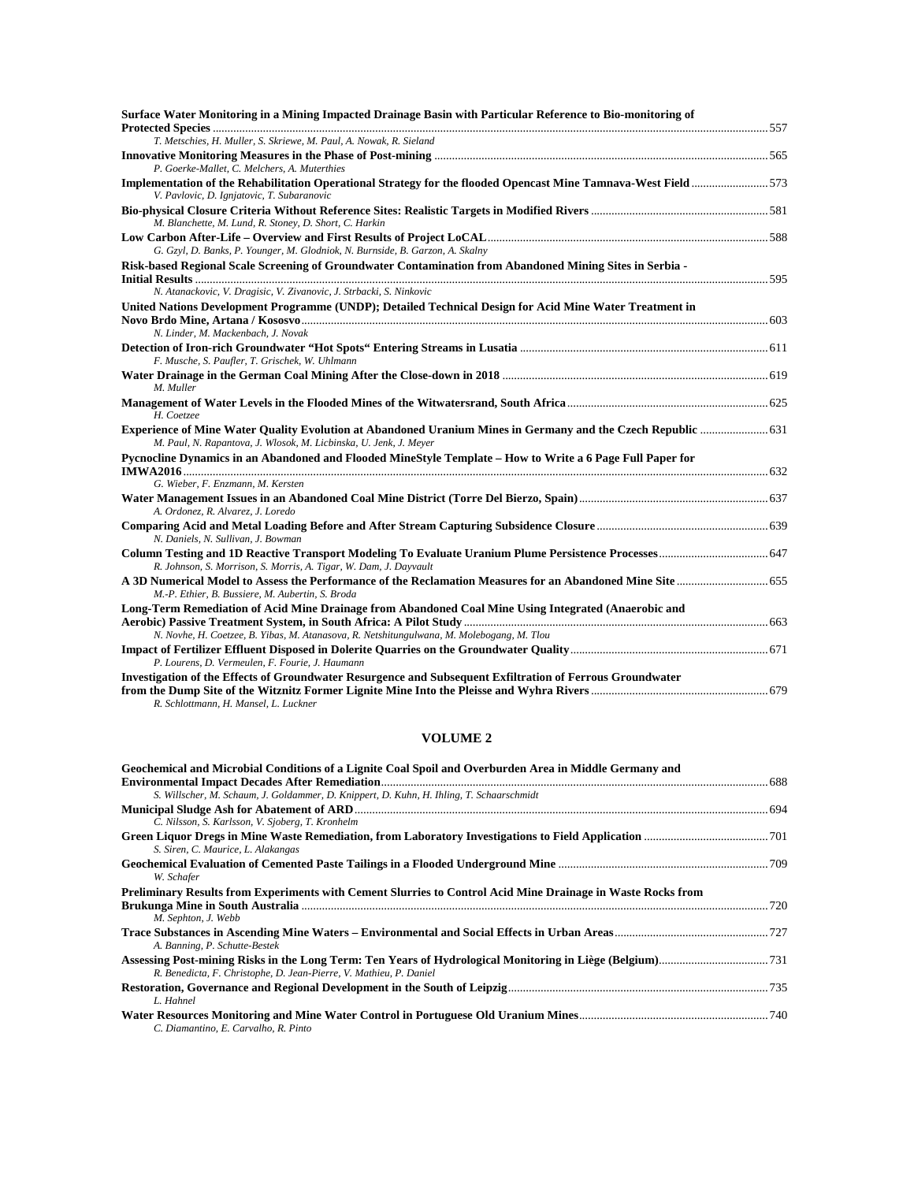**Surface Water Monitoring in a Mining Impacted Drainage Basin with Particular Reference to Bio-monitoring of Protected Species** ........ 557
*T. Metschies, H. Muller, S. Skriewe, M. Paul, A. Nowak, R. Sieland*

**Innovative Monitoring Measures in the Phase of Post-mining** ........ 565
*P. Goerke-Mallet, C. Melchers, A. Muterthies*

**Implementation of the Rehabilitation Operational Strategy for the flooded Opencast Mine Tamnava-West Field** ........ 573
*V. Pavlovic, D. Ignjatovic, T. Subaranovic*

**Bio-physical Closure Criteria Without Reference Sites: Realistic Targets in Modified Rivers** ........ 581
*M. Blanchette, M. Lund, R. Stoney, D. Short, C. Harkin*

**Low Carbon After-Life – Overview and First Results of Project LoCAL** ........ 588
*G. Gzyl, D. Banks, P. Younger, M. Glodniok, N. Burnside, B. Garzon, A. Skalny*

**Risk-based Regional Scale Screening of Groundwater Contamination from Abandoned Mining Sites in Serbia - Initial Results** ........ 595
*N. Atanackovic, V. Dragisic, V. Zivanovic, J. Strbacki, S. Ninkovic*

**United Nations Development Programme (UNDP); Detailed Technical Design for Acid Mine Water Treatment in Novo Brdo Mine, Artana / Kososvo** ........ 603
*N. Linder, M. Mackenbach, J. Novak*

**Detection of Iron-rich Groundwater "Hot Spots" Entering Streams in Lusatia** ........ 611
*F. Musche, S. Paufler, T. Grischek, W. Uhlmann*

**Water Drainage in the German Coal Mining After the Close-down in 2018** ........ 619
*M. Muller*

**Management of Water Levels in the Flooded Mines of the Witwatersrand, South Africa** ........ 625
*H. Coetzee*

**Experience of Mine Water Quality Evolution at Abandoned Uranium Mines in Germany and the Czech Republic** ........ 631
*M. Paul, N. Rapantova, J. Wlosok, M. Licbinska, U. Jenk, J. Meyer*

**Pycnocline Dynamics in an Abandoned and Flooded MineStyle Template – How to Write a 6 Page Full Paper for IMWA2016** ........ 632
*G. Wieber, F. Enzmann, M. Kersten*

**Water Management Issues in an Abandoned Coal Mine District (Torre Del Bierzo, Spain)** ........ 637
*A. Ordonez, R. Alvarez, J. Loredo*

**Comparing Acid and Metal Loading Before and After Stream Capturing Subsidence Closure** ........ 639
*N. Daniels, N. Sullivan, J. Bowman*

**Column Testing and 1D Reactive Transport Modeling To Evaluate Uranium Plume Persistence Processes** ........ 647
*R. Johnson, S. Morrison, S. Morris, A. Tigar, W. Dam, J. Dayvault*

**A 3D Numerical Model to Assess the Performance of the Reclamation Measures for an Abandoned Mine Site** ........ 655
*M.-P. Ethier, B. Bussiere, M. Aubertin, S. Broda*

**Long-Term Remediation of Acid Mine Drainage from Abandoned Coal Mine Using Integrated (Anaerobic and Aerobic) Passive Treatment System, in South Africa: A Pilot Study** ........ 663
*N. Novhe, H. Coetzee, B. Yibas, M. Atanasova, R. Netshitungulwana, M. Molebogang, M. Tlou*

**Impact of Fertilizer Effluent Disposed in Dolerite Quarries on the Groundwater Quality** ........ 671
*P. Lourens, D. Vermeulen, F. Fourie, J. Haumann*

**Investigation of the Effects of Groundwater Resurgence and Subsequent Exfiltration of Ferrous Groundwater from the Dump Site of the Witznitz Former Lignite Mine Into the Pleisse and Wyhra Rivers** ........ 679
*R. Schlottmann, H. Mansel, L. Luckner*

## VOLUME 2

**Geochemical and Microbial Conditions of a Lignite Coal Spoil and Overburden Area in Middle Germany and Environmental Impact Decades After Remediation** ........ 688
*S. Willscher, M. Schaum, J. Goldammer, D. Knippert, D. Kuhn, H. Ihling, T. Schaarschmidt*

**Municipal Sludge Ash for Abatement of ARD** ........ 694
*C. Nilsson, S. Karlsson, V. Sjoberg, T. Kronhelm*

**Green Liquor Dregs in Mine Waste Remediation, from Laboratory Investigations to Field Application** ........ 701
*S. Siren, C. Maurice, L. Alakangas*

**Geochemical Evaluation of Cemented Paste Tailings in a Flooded Underground Mine** ........ 709
*W. Schafer*

**Preliminary Results from Experiments with Cement Slurries to Control Acid Mine Drainage in Waste Rocks from Brukunga Mine in South Australia** ........ 720
*M. Sephton, J. Webb*

**Trace Substances in Ascending Mine Waters – Environmental and Social Effects in Urban Areas** ........ 727
*A. Banning, P. Schutte-Bestek*

**Assessing Post-mining Risks in the Long Term: Ten Years of Hydrological Monitoring in Liège (Belgium)** ........ 731
*R. Benedicta, F. Christophe, D. Jean-Pierre, V. Mathieu, P. Daniel*

**Restoration, Governance and Regional Development in the South of Leipzig** ........ 735
*L. Hahnel*

**Water Resources Monitoring and Mine Water Control in Portuguese Old Uranium Mines** ........ 740
*C. Diamantino, E. Carvalho, R. Pinto*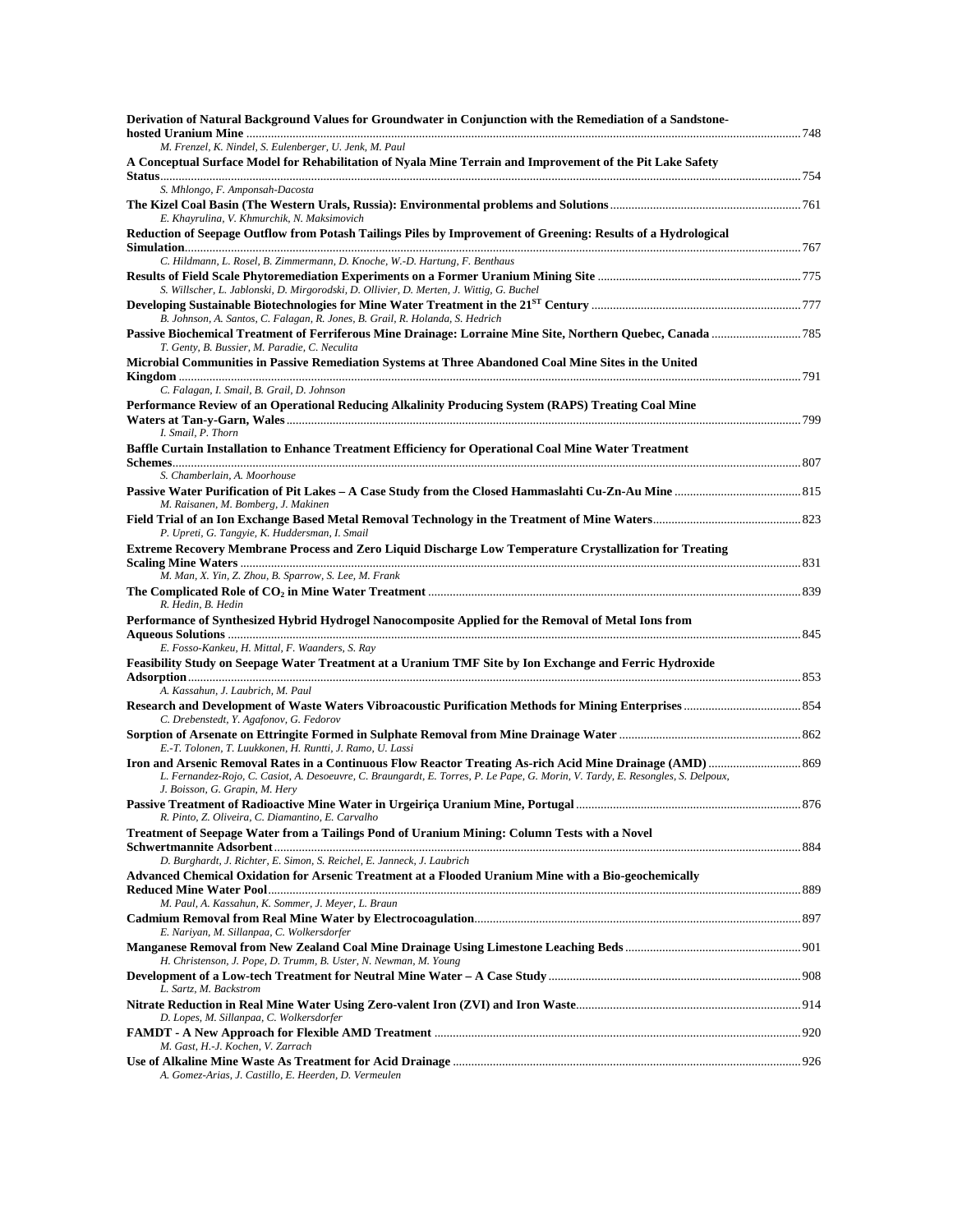**Derivation of Natural Background Values for Groundwater in Conjunction with the Remediation of a Sandstone-hosted Uranium Mine** ........ 748
*M. Frenzel, K. Nindel, S. Eulenberger, U. Jenk, M. Paul*

**A Conceptual Surface Model for Rehabilitation of Nyala Mine Terrain and Improvement of the Pit Lake Safety Status** ........ 754
*S. Mhlongo, F. Amponsah-Dacosta*

**The Kizel Coal Basin (The Western Urals, Russia): Environmental problems and Solutions** ........ 761
*E. Khayrulina, V. Khmurchik, N. Maksimovich*

**Reduction of Seepage Outflow from Potash Tailings Piles by Improvement of Greening: Results of a Hydrological Simulation** ........ 767
*C. Hildmann, L. Rosel, B. Zimmermann, D. Knoche, W.-D. Hartung, F. Benthaus*

**Results of Field Scale Phytoremediation Experiments on a Former Uranium Mining Site** ........ 775
*S. Willscher, L. Jablonski, D. Mirgorodski, D. Ollivier, D. Merten, J. Wittig, G. Buchel*

**Developing Sustainable Biotechnologies for Mine Water Treatment in the 21**$^{ST}$ **Century** ........ 777
*B. Johnson, A. Santos, C. Falagan, R. Jones, B. Grail, R. Holanda, S. Hedrich*

**Passive Biochemical Treatment of Ferriferous Mine Drainage: Lorraine Mine Site, Northern Quebec, Canada** ........ 785
*T. Genty, B. Bussier, M. Paradie, C. Neculita*

**Microbial Communities in Passive Remediation Systems at Three Abandoned Coal Mine Sites in the United Kingdom** ........ 791
*C. Falagan, I. Smail, B. Grail, D. Johnson*

**Performance Review of an Operational Reducing Alkalinity Producing System (RAPS) Treating Coal Mine Waters at Tan-y-Garn, Wales** ........ 799
*I. Smail, P. Thorn*

**Baffle Curtain Installation to Enhance Treatment Efficiency for Operational Coal Mine Water Treatment Schemes** ........ 807
*S. Chamberlain, A. Moorhouse*

**Passive Water Purification of Pit Lakes – A Case Study from the Closed Hammaslahti Cu-Zn-Au Mine** ........ 815
*M. Raisanen, M. Bomberg, J. Makinen*

**Field Trial of an Ion Exchange Based Metal Removal Technology in the Treatment of Mine Waters** ........ 823
*P. Upreti, G. Tangyie, K. Huddersman, I. Smail*

**Extreme Recovery Membrane Process and Zero Liquid Discharge Low Temperature Crystallization for Treating Scaling Mine Waters** ........ 831
*M. Man, X. Yin, Z. Zhou, B. Sparrow, S. Lee, M. Frank*

**The Complicated Role of** $CO_2$ **in Mine Water Treatment** ........ 839
*R. Hedin, B. Hedin*

**Performance of Synthesized Hybrid Hydrogel Nanocomposite Applied for the Removal of Metal Ions from Aqueous Solutions** ........ 845
*E. Fosso-Kankeu, H. Mittal, F. Waanders, S. Ray*

**Feasibility Study on Seepage Water Treatment at a Uranium TMF Site by Ion Exchange and Ferric Hydroxide Adsorption** ........ 853
*A. Kassahun, J. Laubrich, M. Paul*

**Research and Development of Waste Waters Vibroacoustic Purification Methods for Mining Enterprises** ........ 854
*C. Drebenstedt, Y. Agafonov, G. Fedorov*

**Sorption of Arsenate on Ettringite Formed in Sulphate Removal from Mine Drainage Water** ........ 862
*E.-T. Tolonen, T. Luukkonen, H. Runtti, J. Ramo, U. Lassi*

**Iron and Arsenic Removal Rates in a Continuous Flow Reactor Treating As-rich Acid Mine Drainage (AMD)** ........ 869
*L. Fernandez-Rojo, C. Casiot, A. Desoeuvre, C. Braungardt, E. Torres, P. Le Pape, G. Morin, V. Tardy, E. Resongles, S. Delpoux, J. Boisson, G. Grapin, M. Hery*

**Passive Treatment of Radioactive Mine Water in Urgeiriça Uranium Mine, Portugal** ........ 876
*R. Pinto, Z. Oliveira, C. Diamantino, E. Carvalho*

**Treatment of Seepage Water from a Tailings Pond of Uranium Mining: Column Tests with a Novel Schwertmannite Adsorbent** ........ 884
*D. Burghardt, J. Richter, E. Simon, S. Reichel, E. Janneck, J. Laubrich*

**Advanced Chemical Oxidation for Arsenic Treatment at a Flooded Uranium Mine with a Bio-geochemically Reduced Mine Water Pool** ........ 889
*M. Paul, A. Kassahun, K. Sommer, J. Meyer, L. Braun*

**Cadmium Removal from Real Mine Water by Electrocoagulation** ........ 897
*E. Nariyan, M. Sillanpaa, C. Wolkersdorfer*

**Manganese Removal from New Zealand Coal Mine Drainage Using Limestone Leaching Beds** ........ 901
*H. Christenson, J. Pope, D. Trumm, B. Uster, N. Newman, M. Young*

**Development of a Low-tech Treatment for Neutral Mine Water – A Case Study** ........ 908
*L. Sartz, M. Backstrom*

**Nitrate Reduction in Real Mine Water Using Zero-valent Iron (ZVI) and Iron Waste** ........ 914
*D. Lopes, M. Sillanpaa, C. Wolkersdorfer*

**FAMDT - A New Approach for Flexible AMD Treatment** ........ 920
*M. Gast, H.-J. Kochen, V. Zarrach*

**Use of Alkaline Mine Waste As Treatment for Acid Drainage** ........ 926
*A. Gomez-Arias, J. Castillo, E. Heerden, D. Vermeulen*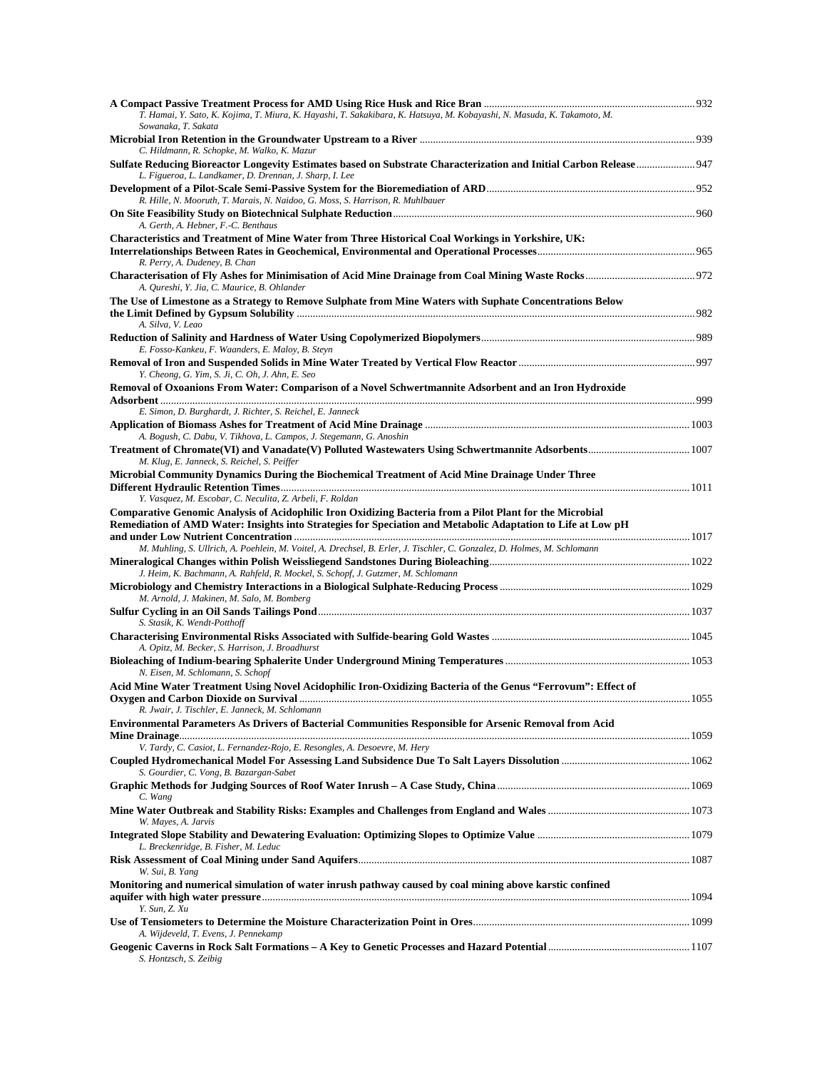**A Compact Passive Treatment Process for AMD Using Rice Husk and Rice Bran** ... 932
*T. Hamai, Y. Sato, K. Kojima, T. Miura, K. Hayashi, T. Sakakibara, K. Hatsuya, M. Kobayashi, N. Masuda, K. Takamoto, M. Sowanaka, T. Sakata*

**Microbial Iron Retention in the Groundwater Upstream to a River** ... 939
*C. Hildmann, R. Schopke, M. Walko, K. Mazur*

**Sulfate Reducing Bioreactor Longevity Estimates based on Substrate Characterization and Initial Carbon Release** ... 947
*L. Figueroa, L. Landkamer, D. Drennan, J. Sharp, I. Lee*

**Development of a Pilot-Scale Semi-Passive System for the Bioremediation of ARD** ... 952
*R. Hille, N. Mooruth, T. Marais, N. Naidoo, G. Moss, S. Harrison, R. Muhlbauer*

**On Site Feasibility Study on Biotechnical Sulphate Reduction** ... 960
*A. Gerth, A. Hebner, F.-C. Benthaus*

**Characteristics and Treatment of Mine Water from Three Historical Coal Workings in Yorkshire, UK: Interrelationships Between Rates in Geochemical, Environmental and Operational Processes** ... 965
*R. Perry, A. Dudeney, B. Chan*

**Characterisation of Fly Ashes for Minimisation of Acid Mine Drainage from Coal Mining Waste Rocks** ... 972
*A. Qureshi, Y. Jia, C. Maurice, B. Ohlander*

**The Use of Limestone as a Strategy to Remove Sulphate from Mine Waters with Suphate Concentrations Below the Limit Defined by Gypsum Solubility** ... 982
*A. Silva, V. Leao*

**Reduction of Salinity and Hardness of Water Using Copolymerized Biopolymers** ... 989
*E. Fosso-Kankeu, F. Waanders, E. Maloy, B. Steyn*

**Removal of Iron and Suspended Solids in Mine Water Treated by Vertical Flow Reactor** ... 997
*Y. Cheong, G. Yim, S. Ji, C. Oh, J. Ahn, E. Seo*

**Removal of Oxoanions From Water: Comparison of a Novel Schwertmannite Adsorbent and an Iron Hydroxide Adsorbent** ... 999
*E. Simon, D. Burghardt, J. Richter, S. Reichel, E. Janneck*

**Application of Biomass Ashes for Treatment of Acid Mine Drainage** ... 1003
*A. Bogush, C. Dabu, V. Tikhova, L. Campos, J. Stegemann, G. Anoshin*

**Treatment of Chromate(VI) and Vanadate(V) Polluted Wastewaters Using Schwertmannite Adsorbents** ... 1007
*M. Klug, E. Janneck, S. Reichel, S. Peiffer*

**Microbial Community Dynamics During the Biochemical Treatment of Acid Mine Drainage Under Three Different Hydraulic Retention Times** ... 1011
*Y. Vasquez, M. Escobar, C. Neculita, Z. Arbeli, F. Roldan*

**Comparative Genomic Analysis of Acidophilic Iron Oxidizing Bacteria from a Pilot Plant for the Microbial Remediation of AMD Water: Insights into Strategies for Speciation and Metabolic Adaptation to Life at Low pH and under Low Nutrient Concentration** ... 1017
*M. Muhling, S. Ullrich, A. Poehlein, M. Voitel, A. Drechsel, B. Erler, J. Tischler, C. Gonzalez, D. Holmes, M. Schlomann*

**Mineralogical Changes within Polish Weissliegend Sandstones During Bioleaching** ... 1022
*J. Heim, K. Bachmann, A. Rahfeld, R. Mockel, S. Schopf, J. Gutzmer, M. Schlomann*

**Microbiology and Chemistry Interactions in a Biological Sulphate-Reducing Process** ... 1029
*M. Arnold, J. Makinen, M. Salo, M. Bomberg*

**Sulfur Cycling in an Oil Sands Tailings Pond** ... 1037
*S. Stasik, K. Wendt-Potthoff*

**Characterising Environmental Risks Associated with Sulfide-bearing Gold Wastes** ... 1045
*A. Opitz, M. Becker, S. Harrison, J. Broadhurst*

**Bioleaching of Indium-bearing Sphalerite Under Underground Mining Temperatures** ... 1053
*N. Eisen, M. Schlomann, S. Schopf*

**Acid Mine Water Treatment Using Novel Acidophilic Iron-Oxidizing Bacteria of the Genus "Ferrovum": Effect of Oxygen and Carbon Dioxide on Survival** ... 1055
*R. Jwair, J. Tischler, E. Janneck, M. Schlomann*

**Environmental Parameters As Drivers of Bacterial Communities Responsible for Arsenic Removal from Acid Mine Drainage** ... 1059
*V. Tardy, C. Casiot, L. Fernandez-Rojo, E. Resongles, A. Desoevre, M. Hery*

**Coupled Hydromechanical Model For Assessing Land Subsidence Due To Salt Layers Dissolution** ... 1062
*S. Gourdier, C. Vong, B. Bazargan-Sabet*

**Graphic Methods for Judging Sources of Roof Water Inrush – A Case Study, China** ... 1069
*C. Wang*

**Mine Water Outbreak and Stability Risks: Examples and Challenges from England and Wales** ... 1073
*W. Mayes, A. Jarvis*

**Integrated Slope Stability and Dewatering Evaluation: Optimizing Slopes to Optimize Value** ... 1079
*L. Breckenridge, B. Fisher, M. Leduc*

**Risk Assessment of Coal Mining under Sand Aquifers** ... 1087
*W. Sui, B. Yang*

**Monitoring and numerical simulation of water inrush pathway caused by coal mining above karstic confined aquifer with high water pressure** ... 1094
*Y. Sun, Z. Xu*

**Use of Tensiometers to Determine the Moisture Characterization Point in Ores** ... 1099
*A. Wijdeveld, T. Evens, J. Pennekamp*

**Geogenic Caverns in Rock Salt Formations – A Key to Genetic Processes and Hazard Potential** ... 1107
*S. Hontzsch, S. Zeibig*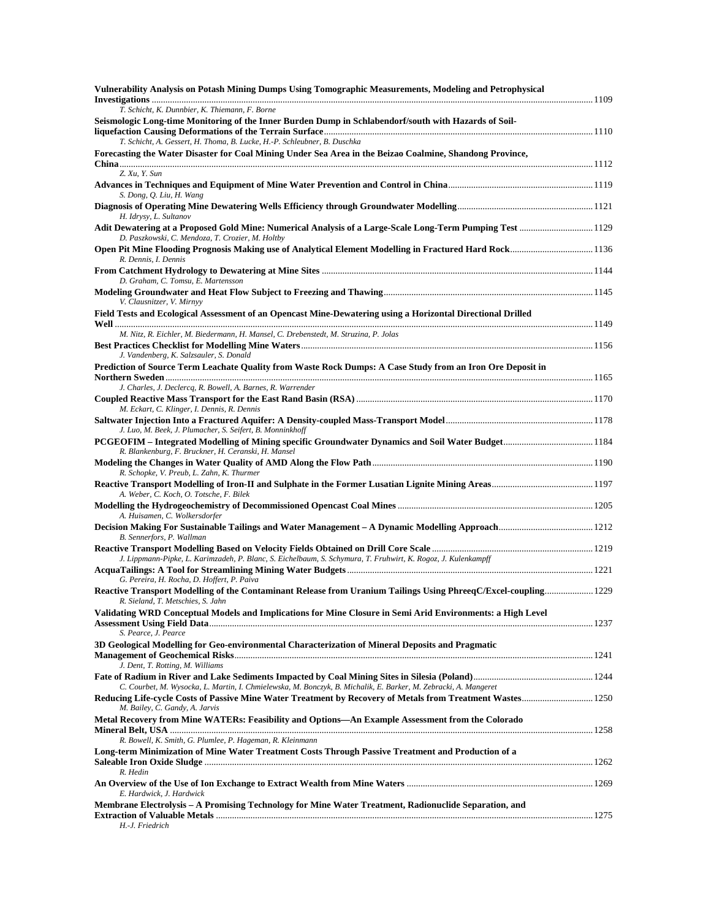**Vulnerability Analysis on Potash Mining Dumps Using Tomographic Measurements, Modeling and Petrophysical Investigations** .......... 1109
*T. Schicht, K. Dunnbier, K. Thiemann, F. Borne*

**Seismologic Long-time Monitoring of the Inner Burden Dump in Schlabendorf/south with Hazards of Soil-liquefaction Causing Deformations of the Terrain Surface** .......... 1110
*T. Schicht, A. Gessert, H. Thoma, B. Lucke, H.-P. Schleubner, B. Duschka*

**Forecasting the Water Disaster for Coal Mining Under Sea Area in the Beizao Coalmine, Shandong Province, China** .......... 1112
*Z. Xu, Y. Sun*

**Advances in Techniques and Equipment of Mine Water Prevention and Control in China** .......... 1119
*S. Dong, Q. Liu, H. Wang*

**Diagnosis of Operating Mine Dewatering Wells Efficiency through Groundwater Modelling** .......... 1121
*H. Idrysy, L. Sultanov*

**Adit Dewatering at a Proposed Gold Mine: Numerical Analysis of a Large-Scale Long-Term Pumping Test** .......... 1129
*D. Paszkowski, C. Mendoza, T. Crozier, M. Holtby*

**Open Pit Mine Flooding Prognosis Making use of Analytical Element Modelling in Fractured Hard Rock** .......... 1136
*R. Dennis, I. Dennis*

**From Catchment Hydrology to Dewatering at Mine Sites** .......... 1144
*D. Graham, C. Tomsu, E. Martensson*

**Modeling Groundwater and Heat Flow Subject to Freezing and Thawing** .......... 1145
*V. Clausnitzer, V. Mirnyy*

**Field Tests and Ecological Assessment of an Opencast Mine-Dewatering using a Horizontal Directional Drilled Well** .......... 1149
*M. Nitz, R. Eichler, M. Biedermann, H. Mansel, C. Drebenstedt, M. Struzina, P. Jolas*

**Best Practices Checklist for Modelling Mine Waters** .......... 1156
*J. Vandenberg, K. Salzsauler, S. Donald*

**Prediction of Source Term Leachate Quality from Waste Rock Dumps: A Case Study from an Iron Ore Deposit in Northern Sweden** .......... 1165
*J. Charles, J. Declercq, R. Bowell, A. Barnes, R. Warrender*

**Coupled Reactive Mass Transport for the East Rand Basin (RSA)** .......... 1170
*M. Eckart, C. Klinger, I. Dennis, R. Dennis*

**Saltwater Injection Into a Fractured Aquifer: A Density-coupled Mass-Transport Model** .......... 1178
*J. Luo, M. Beek, J. Plumacher, S. Seifert, B. Monninkhoff*

**PCGEOFIM – Integrated Modelling of Mining specific Groundwater Dynamics and Soil Water Budget** .......... 1184
*R. Blankenburg, F. Bruckner, H. Ceranski, H. Mansel*

**Modeling the Changes in Water Quality of AMD Along the Flow Path** .......... 1190
*R. Schopke, V. Preub, L. Zahn, K. Thurmer*

**Reactive Transport Modelling of Iron-II and Sulphate in the Former Lusatian Lignite Mining Areas** .......... 1197
*A. Weber, C. Koch, O. Totsche, F. Bilek*

**Modelling the Hydrogeochemistry of Decommissioned Opencast Coal Mines** .......... 1205
*A. Huisamen, C. Wolkersdorfer*

**Decision Making For Sustainable Tailings and Water Management – A Dynamic Modelling Approach** .......... 1212
*B. Sennerfors, P. Wallman*

**Reactive Transport Modelling Based on Velocity Fields Obtained on Drill Core Scale** .......... 1219
*J. Lippmann-Pipke, L. Karimzadeh, P. Blanc, S. Eichelbaum, S. Schymura, T. Fruhwirt, K. Rogoz, J. Kulenkampff*

**AcquaTailings: A Tool for Streamlining Mining Water Budgets** .......... 1221
*G. Pereira, H. Rocha, D. Hoffert, P. Paiva*

**Reactive Transport Modelling of the Contaminant Release from Uranium Tailings Using PhreeqC/Excel-coupling** .......... 1229
*R. Sieland, T. Metschies, S. Jahn*

**Validating WRD Conceptual Models and Implications for Mine Closure in Semi Arid Environments: a High Level Assessment Using Field Data** .......... 1237
*S. Pearce, J. Pearce*

**3D Geological Modelling for Geo-environmental Characterization of Mineral Deposits and Pragmatic Management of Geochemical Risks** .......... 1241
*J. Dent, T. Rotting, M. Williams*

**Fate of Radium in River and Lake Sediments Impacted by Coal Mining Sites in Silesia (Poland)** .......... 1244
*C. Courbet, M. Wysocka, L. Martin, I. Chmielewska, M. Bonczyk, B. Michalik, E. Barker, M. Zebracki, A. Mangeret*

**Reducing Life-cycle Costs of Passive Mine Water Treatment by Recovery of Metals from Treatment Wastes** .......... 1250
*M. Bailey, C. Gandy, A. Jarvis*

**Metal Recovery from Mine WATERs: Feasibility and Options—An Example Assessment from the Colorado Mineral Belt, USA** .......... 1258
*R. Bowell, K. Smith, G. Plumlee, P. Hageman, R. Kleinmann*

**Long-term Minimization of Mine Water Treatment Costs Through Passive Treatment and Production of a Saleable Iron Oxide Sludge** .......... 1262
*R. Hedin*

**An Overview of the Use of Ion Exchange to Extract Wealth from Mine Waters** .......... 1269
*E. Hardwick, J. Hardwick*

**Membrane Electrolysis – A Promising Technology for Mine Water Treatment, Radionuclide Separation, and Extraction of Valuable Metals** .......... 1275
*H.-J. Friedrich*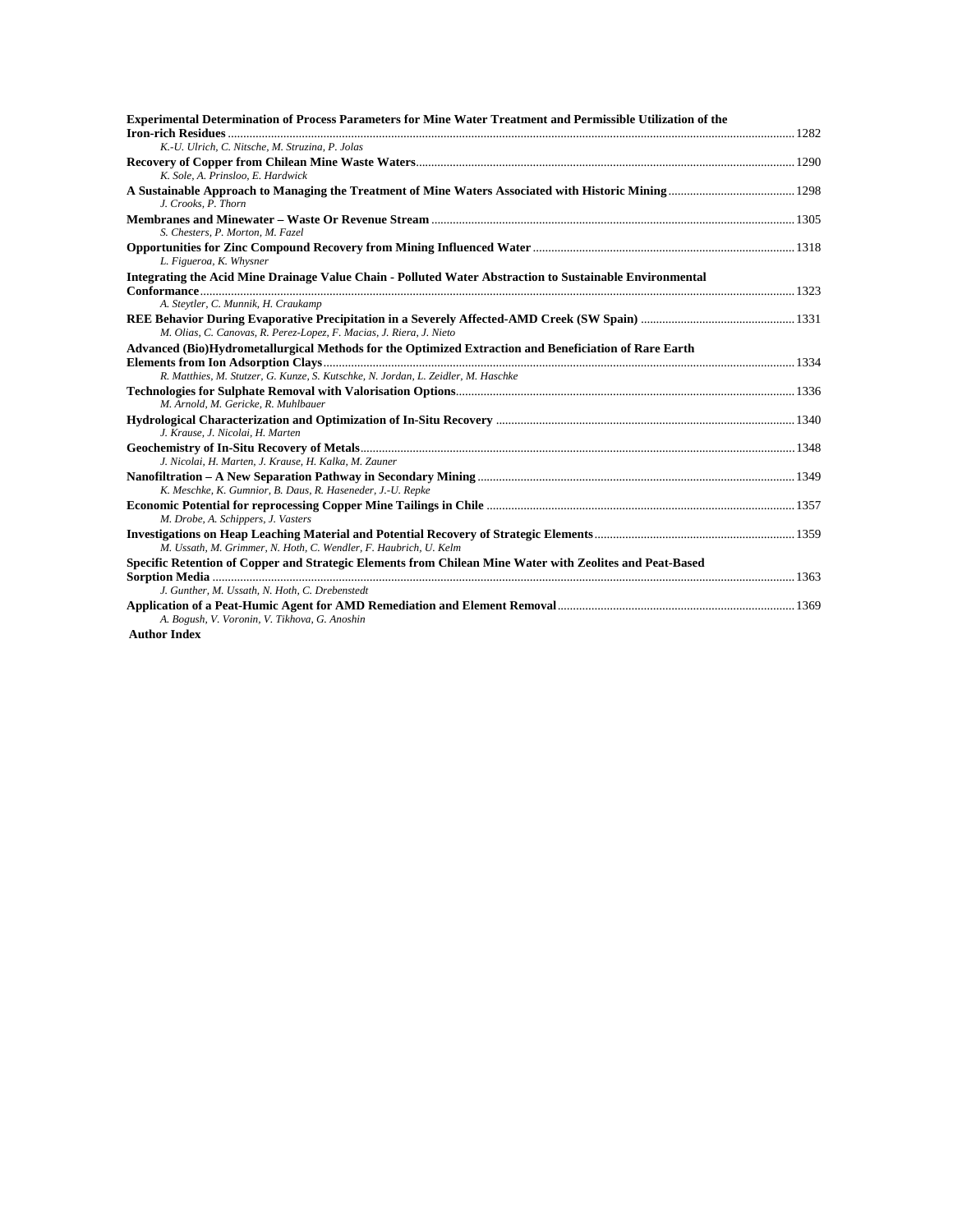**Experimental Determination of Process Parameters for Mine Water Treatment and Permissible Utilization of the Iron-rich Residues** ........ 1282
*K.-U. Ulrich, C. Nitsche, M. Struzina, P. Jolas*

**Recovery of Copper from Chilean Mine Waste Waters** ........ 1290
*K. Sole, A. Prinsloo, E. Hardwick*

**A Sustainable Approach to Managing the Treatment of Mine Waters Associated with Historic Mining** ........ 1298
*J. Crooks, P. Thorn*

**Membranes and Minewater – Waste Or Revenue Stream** ........ 1305
*S. Chesters, P. Morton, M. Fazel*

**Opportunities for Zinc Compound Recovery from Mining Influenced Water** ........ 1318
*L. Figueroa, K. Whysner*

**Integrating the Acid Mine Drainage Value Chain - Polluted Water Abstraction to Sustainable Environmental Conformance** ........ 1323
*A. Steytler, C. Munnik, H. Craukamp*

**REE Behavior During Evaporative Precipitation in a Severely Affected-AMD Creek (SW Spain)** ........ 1331
*M. Olias, C. Canovas, R. Perez-Lopez, F. Macias, J. Riera, J. Nieto*

**Advanced (Bio)Hydrometallurgical Methods for the Optimized Extraction and Beneficiation of Rare Earth Elements from Ion Adsorption Clays** ........ 1334
*R. Matthies, M. Stutzer, G. Kunze, S. Kutschke, N. Jordan, L. Zeidler, M. Haschke*

**Technologies for Sulphate Removal with Valorisation Options** ........ 1336
*M. Arnold, M. Gericke, R. Muhlbauer*

**Hydrological Characterization and Optimization of In-Situ Recovery** ........ 1340
*J. Krause, J. Nicolai, H. Marten*

**Geochemistry of In-Situ Recovery of Metals** ........ 1348
*J. Nicolai, H. Marten, J. Krause, H. Kalka, M. Zauner*

**Nanofiltration – A New Separation Pathway in Secondary Mining** ........ 1349
*K. Meschke, K. Gumnior, B. Daus, R. Haseneder, J.-U. Repke*

**Economic Potential for reprocessing Copper Mine Tailings in Chile** ........ 1357
*M. Drobe, A. Schippers, J. Vasters*

**Investigations on Heap Leaching Material and Potential Recovery of Strategic Elements** ........ 1359
*M. Ussath, M. Grimmer, N. Hoth, C. Wendler, F. Haubrich, U. Kelm*

**Specific Retention of Copper and Strategic Elements from Chilean Mine Water with Zeolites and Peat-Based Sorption Media** ........ 1363
*J. Gunther, M. Ussath, N. Hoth, C. Drebenstedt*

**Application of a Peat-Humic Agent for AMD Remediation and Element Removal** ........ 1369
*A. Bogush, V. Voronin, V. Tikhova, G. Anoshin*

**Author Index**